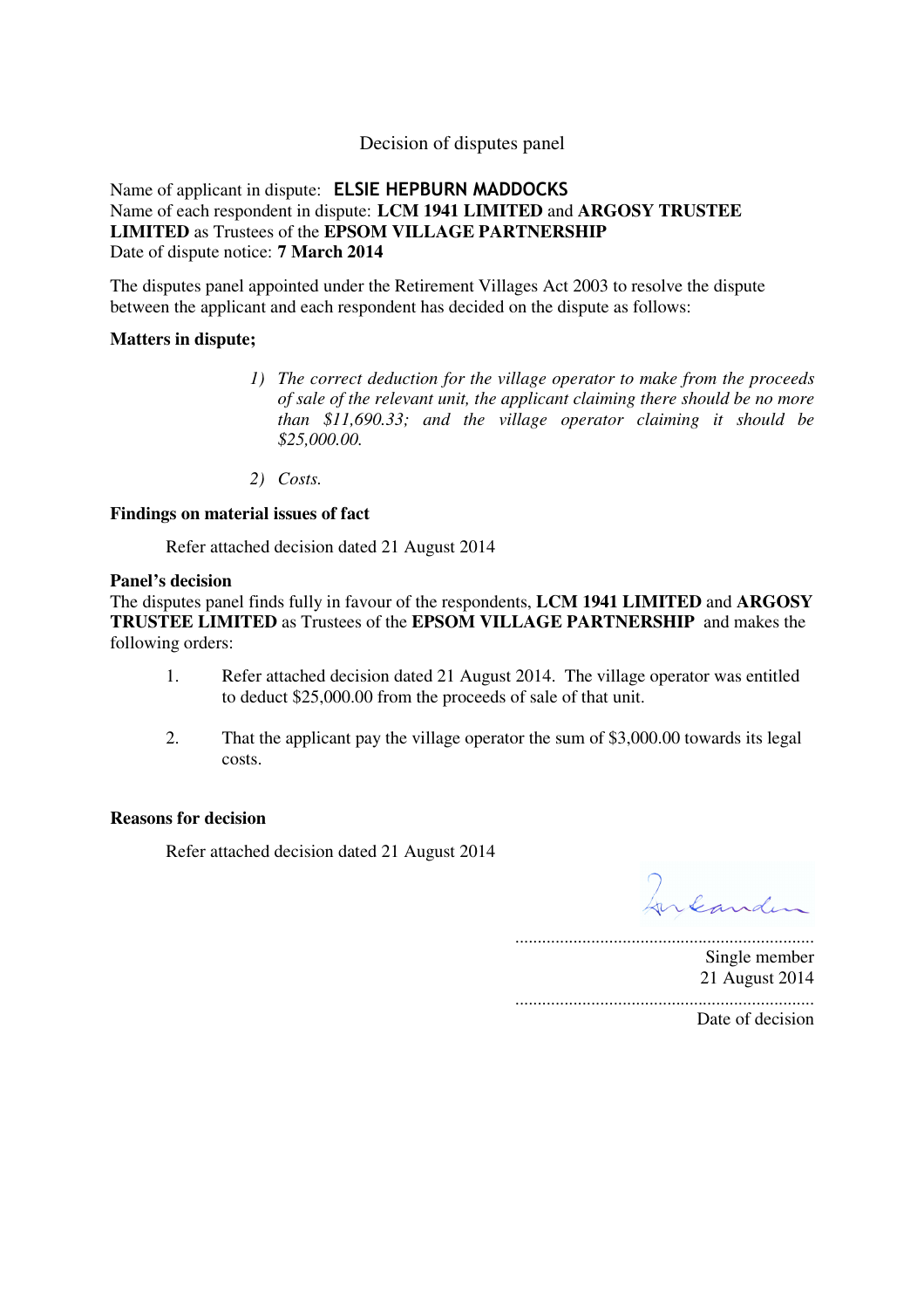# Decision of disputes panel

Name of applicant in dispute: **ELSIE HEPBURN MADDOCKS**
Name of each respondent in dispute: **LCM 1941 LIMITED** and **ARGOSY TRUSTEE LIMITED** as Trustees of the **EPSOM VILLAGE PARTNERSHIP**
Date of dispute notice: **7 March 2014**

The disputes panel appointed under the Retirement Villages Act 2003 to resolve the dispute between the applicant and each respondent has decided on the dispute as follows:

**Matters in dispute;**

1) *The correct deduction for the village operator to make from the proceeds of sale of the relevant unit, the applicant claiming there should be no more than $11,690.33; and the village operator claiming it should be $25,000.00.*

2) *Costs.*

**Findings on material issues of fact**

Refer attached decision dated 21 August 2014

**Panel's decision**

The disputes panel finds fully in favour of the respondents, **LCM 1941 LIMITED** and **ARGOSY TRUSTEE LIMITED** as Trustees of the **EPSOM VILLAGE PARTNERSHIP** and makes the following orders:

1. Refer attached decision dated 21 August 2014. The village operator was entitled to deduct $25,000.00 from the proceeds of sale of that unit.

2. That the applicant pay the village operator the sum of $3,000.00 towards its legal costs.

**Reasons for decision**

Refer attached decision dated 21 August 2014

..................................................................
Single member

21 August 2014
..................................................................
Date of decision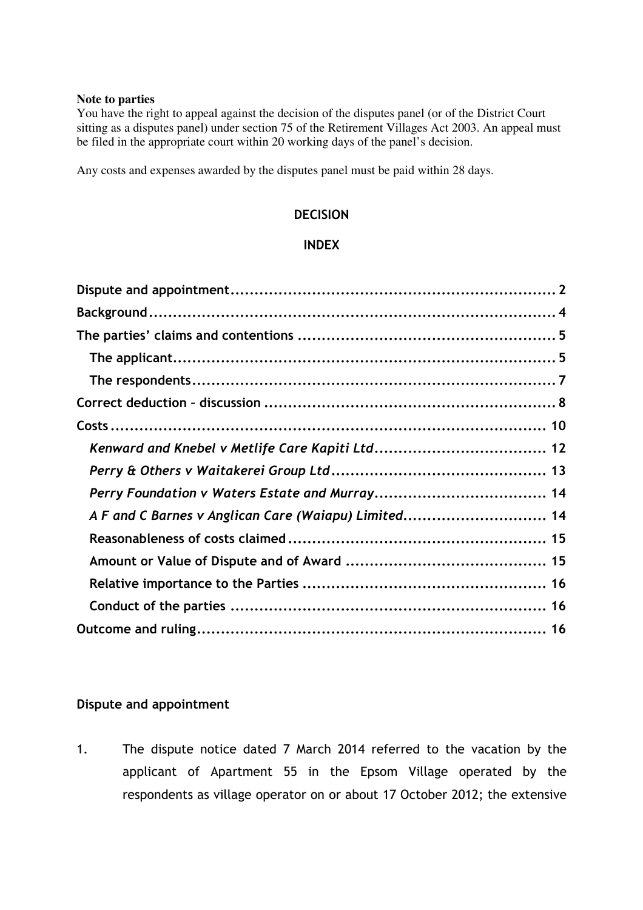**Note to parties**
You have the right to appeal against the decision of the disputes panel (or of the District Court sitting as a disputes panel) under section 75 of the Retirement Villages Act 2003. An appeal must be filed in the appropriate court within 20 working days of the panel's decision.

Any costs and expenses awarded by the disputes panel must be paid within 28 days.

## DECISION

## INDEX

| | |
|---|---|
| **Dispute and appointment** | **2** |
| **Background** | **4** |
| **The parties' claims and contentions** | **5** |
| **The applicant** | **5** |
| **The respondents** | **7** |
| **Correct deduction – discussion** | **8** |
| **Costs** | **10** |
| ***Kenward and Knebel v Metlife Care Kapiti Ltd*** | **12** |
| ***Perry & Others v Waitakerei Group Ltd*** | **13** |
| ***Perry Foundation v Waters Estate and Murray*** | **14** |
| ***A F and C Barnes v Anglican Care (Waiapu) Limited*** | **14** |
| **Reasonableness of costs claimed** | **15** |
| **Amount or Value of Dispute and of Award** | **15** |
| **Relative importance to the Parties** | **16** |
| **Conduct of the parties** | **16** |
| **Outcome and ruling** | **16** |

### Dispute and appointment

1. The dispute notice dated 7 March 2014 referred to the vacation by the applicant of Apartment 55 in the Epsom Village operated by the respondents as village operator on or about 17 October 2012; the extensive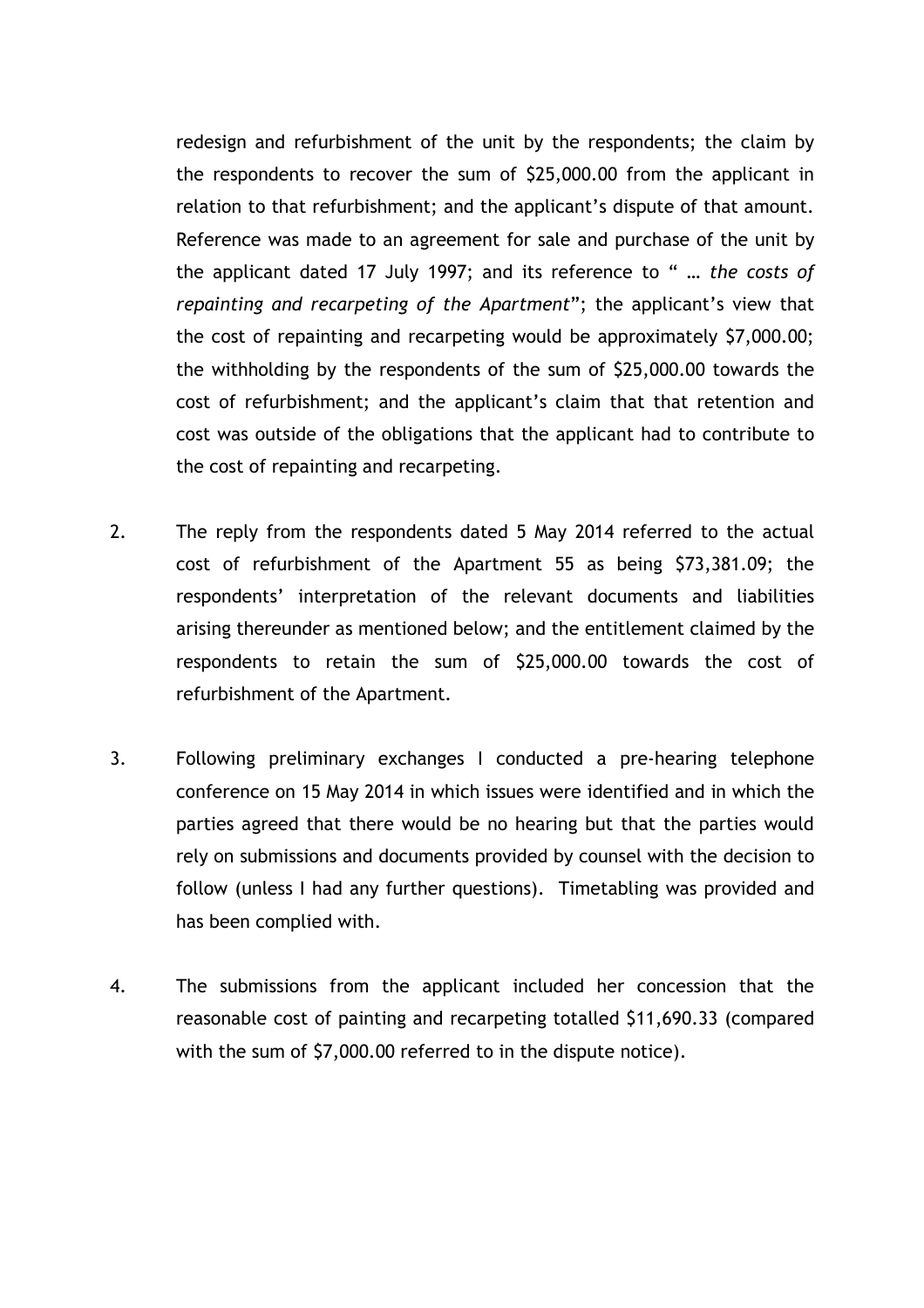redesign and refurbishment of the unit by the respondents; the claim by the respondents to recover the sum of $25,000.00 from the applicant in relation to that refurbishment; and the applicant's dispute of that amount. Reference was made to an agreement for sale and purchase of the unit by the applicant dated 17 July 1997; and its reference to " … *the costs of repainting and recarpeting of the Apartment*"; the applicant's view that the cost of repainting and recarpeting would be approximately $7,000.00; the withholding by the respondents of the sum of $25,000.00 towards the cost of refurbishment; and the applicant's claim that that retention and cost was outside of the obligations that the applicant had to contribute to the cost of repainting and recarpeting.

2. The reply from the respondents dated 5 May 2014 referred to the actual cost of refurbishment of the Apartment 55 as being $73,381.09; the respondents' interpretation of the relevant documents and liabilities arising thereunder as mentioned below; and the entitlement claimed by the respondents to retain the sum of $25,000.00 towards the cost of refurbishment of the Apartment.

3. Following preliminary exchanges I conducted a pre-hearing telephone conference on 15 May 2014 in which issues were identified and in which the parties agreed that there would be no hearing but that the parties would rely on submissions and documents provided by counsel with the decision to follow (unless I had any further questions). Timetabling was provided and has been complied with.

4. The submissions from the applicant included her concession that the reasonable cost of painting and recarpeting totalled $11,690.33 (compared with the sum of $7,000.00 referred to in the dispute notice).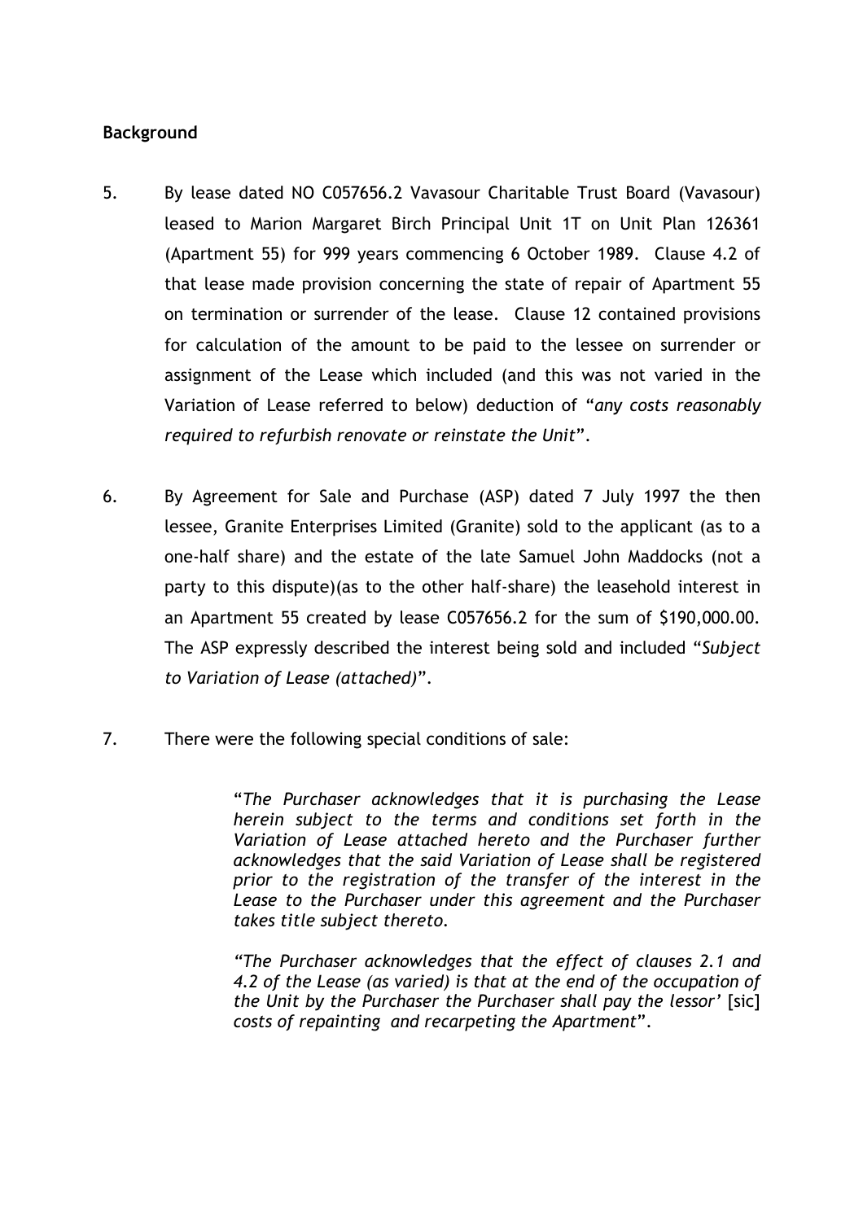**Background**

5. By lease dated NO C057656.2 Vavasour Charitable Trust Board (Vavasour) leased to Marion Margaret Birch Principal Unit 1T on Unit Plan 126361 (Apartment 55) for 999 years commencing 6 October 1989. Clause 4.2 of that lease made provision concerning the state of repair of Apartment 55 on termination or surrender of the lease. Clause 12 contained provisions for calculation of the amount to be paid to the lessee on surrender or assignment of the Lease which included (and this was not varied in the Variation of Lease referred to below) deduction of "*any costs reasonably required to refurbish renovate or reinstate the Unit*".

6. By Agreement for Sale and Purchase (ASP) dated 7 July 1997 the then lessee, Granite Enterprises Limited (Granite) sold to the applicant (as to a one-half share) and the estate of the late Samuel John Maddocks (not a party to this dispute)(as to the other half-share) the leasehold interest in an Apartment 55 created by lease C057656.2 for the sum of $190,000.00. The ASP expressly described the interest being sold and included "*Subject to Variation of Lease (attached)*".

7. There were the following special conditions of sale:

> "*The Purchaser acknowledges that it is purchasing the Lease herein subject to the terms and conditions set forth in the Variation of Lease attached hereto and the Purchaser further acknowledges that the said Variation of Lease shall be registered prior to the registration of the transfer of the interest in the Lease to the Purchaser under this agreement and the Purchaser takes title subject thereto.*
>
> *"The Purchaser acknowledges that the effect of clauses 2.1 and 4.2 of the Lease (as varied) is that at the end of the occupation of the Unit by the Purchaser the Purchaser shall pay the lessor'* [sic] *costs of repainting and recarpeting the Apartment*".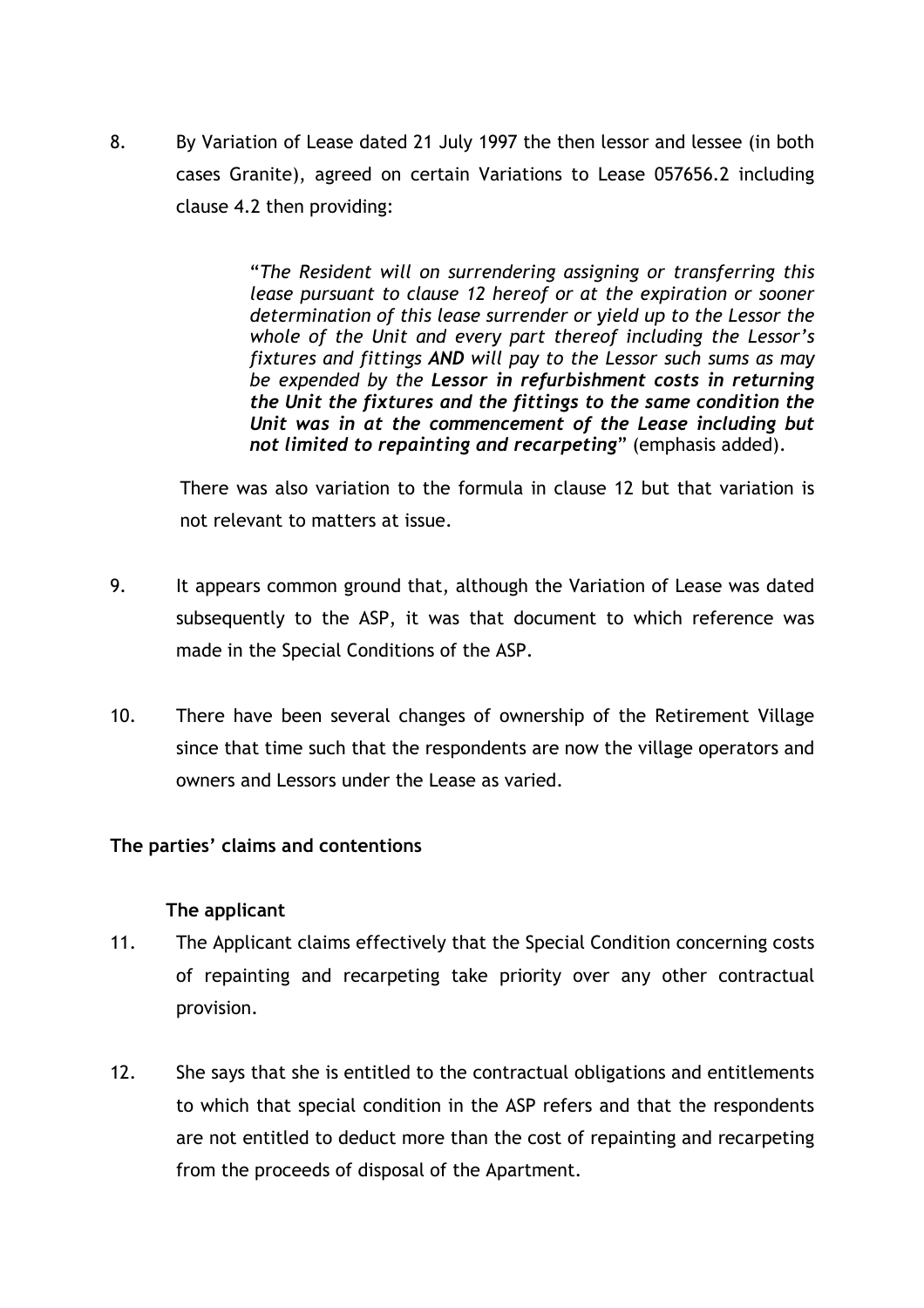8. By Variation of Lease dated 21 July 1997 the then lessor and lessee (in both cases Granite), agreed on certain Variations to Lease 057656.2 including clause 4.2 then providing:

> "*The Resident will on surrendering assigning or transferring this lease pursuant to clause 12 hereof or at the expiration or sooner determination of this lease surrender or yield up to the Lessor the whole of the Unit and every part thereof including the Lessor's fixtures and fittings **AND** will pay to the Lessor such sums as may be expended by the **Lessor in refurbishment costs in returning the Unit the fixtures and the fittings to the same condition the Unit was in at the commencement of the Lease including but not limited to repainting and recarpeting***" (emphasis added).

There was also variation to the formula in clause 12 but that variation is not relevant to matters at issue.

9. It appears common ground that, although the Variation of Lease was dated subsequently to the ASP, it was that document to which reference was made in the Special Conditions of the ASP.

10. There have been several changes of ownership of the Retirement Village since that time such that the respondents are now the village operators and owners and Lessors under the Lease as varied.

## The parties' claims and contentions

### The applicant

11. The Applicant claims effectively that the Special Condition concerning costs of repainting and recarpeting take priority over any other contractual provision.

12. She says that she is entitled to the contractual obligations and entitlements to which that special condition in the ASP refers and that the respondents are not entitled to deduct more than the cost of repainting and recarpeting from the proceeds of disposal of the Apartment.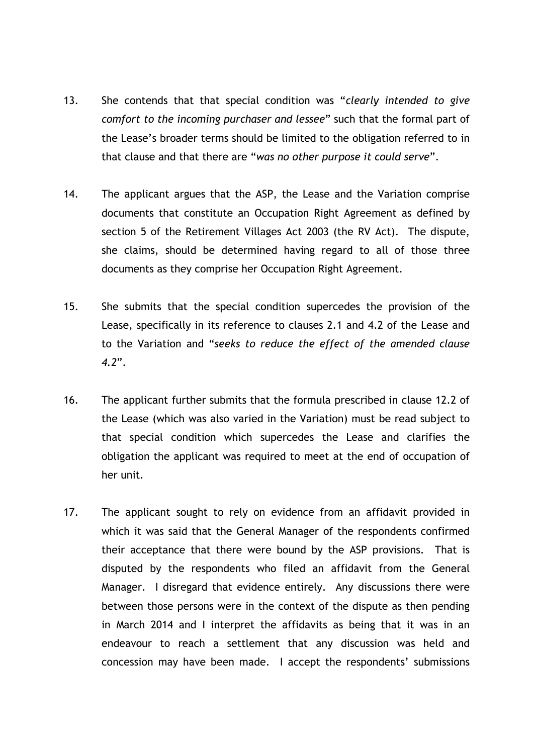13. She contends that that special condition was "*clearly intended to give comfort to the incoming purchaser and lessee*" such that the formal part of the Lease's broader terms should be limited to the obligation referred to in that clause and that there are "*was no other purpose it could serve*".

14. The applicant argues that the ASP, the Lease and the Variation comprise documents that constitute an Occupation Right Agreement as defined by section 5 of the Retirement Villages Act 2003 (the RV Act). The dispute, she claims, should be determined having regard to all of those three documents as they comprise her Occupation Right Agreement.

15. She submits that the special condition supercedes the provision of the Lease, specifically in its reference to clauses 2.1 and 4.2 of the Lease and to the Variation and "*seeks to reduce the effect of the amended clause 4.2*".

16. The applicant further submits that the formula prescribed in clause 12.2 of the Lease (which was also varied in the Variation) must be read subject to that special condition which supercedes the Lease and clarifies the obligation the applicant was required to meet at the end of occupation of her unit.

17. The applicant sought to rely on evidence from an affidavit provided in which it was said that the General Manager of the respondents confirmed their acceptance that there were bound by the ASP provisions. That is disputed by the respondents who filed an affidavit from the General Manager. I disregard that evidence entirely. Any discussions there were between those persons were in the context of the dispute as then pending in March 2014 and I interpret the affidavits as being that it was in an endeavour to reach a settlement that any discussion was held and concession may have been made. I accept the respondents' submissions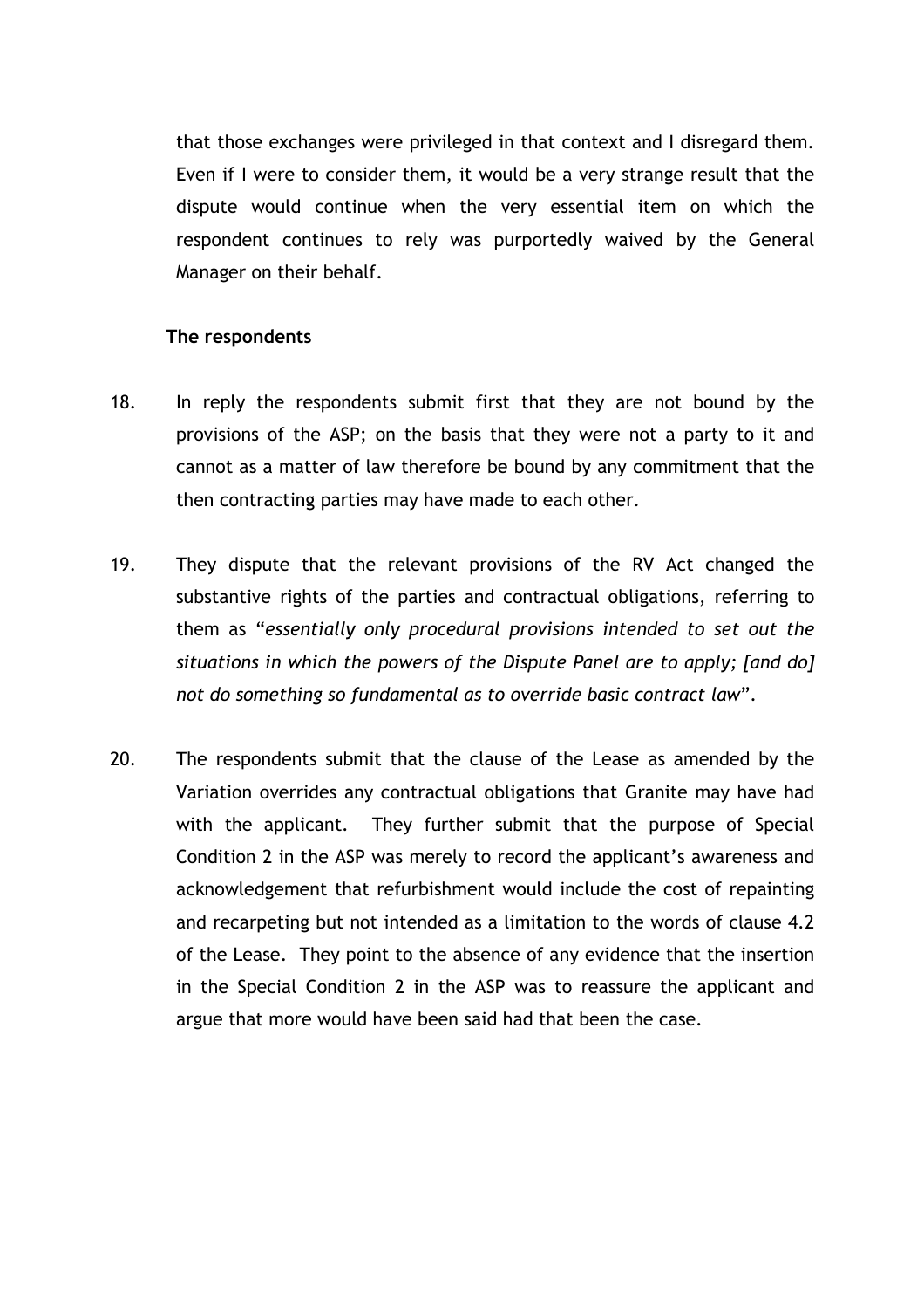that those exchanges were privileged in that context and I disregard them. Even if I were to consider them, it would be a very strange result that the dispute would continue when the very essential item on which the respondent continues to rely was purportedly waived by the General Manager on their behalf.

**The respondents**

18. In reply the respondents submit first that they are not bound by the provisions of the ASP; on the basis that they were not a party to it and cannot as a matter of law therefore be bound by any commitment that the then contracting parties may have made to each other.

19. They dispute that the relevant provisions of the RV Act changed the substantive rights of the parties and contractual obligations, referring to them as "*essentially only procedural provisions intended to set out the situations in which the powers of the Dispute Panel are to apply; [and do] not do something so fundamental as to override basic contract law*".

20. The respondents submit that the clause of the Lease as amended by the Variation overrides any contractual obligations that Granite may have had with the applicant. They further submit that the purpose of Special Condition 2 in the ASP was merely to record the applicant's awareness and acknowledgement that refurbishment would include the cost of repainting and recarpeting but not intended as a limitation to the words of clause 4.2 of the Lease. They point to the absence of any evidence that the insertion in the Special Condition 2 in the ASP was to reassure the applicant and argue that more would have been said had that been the case.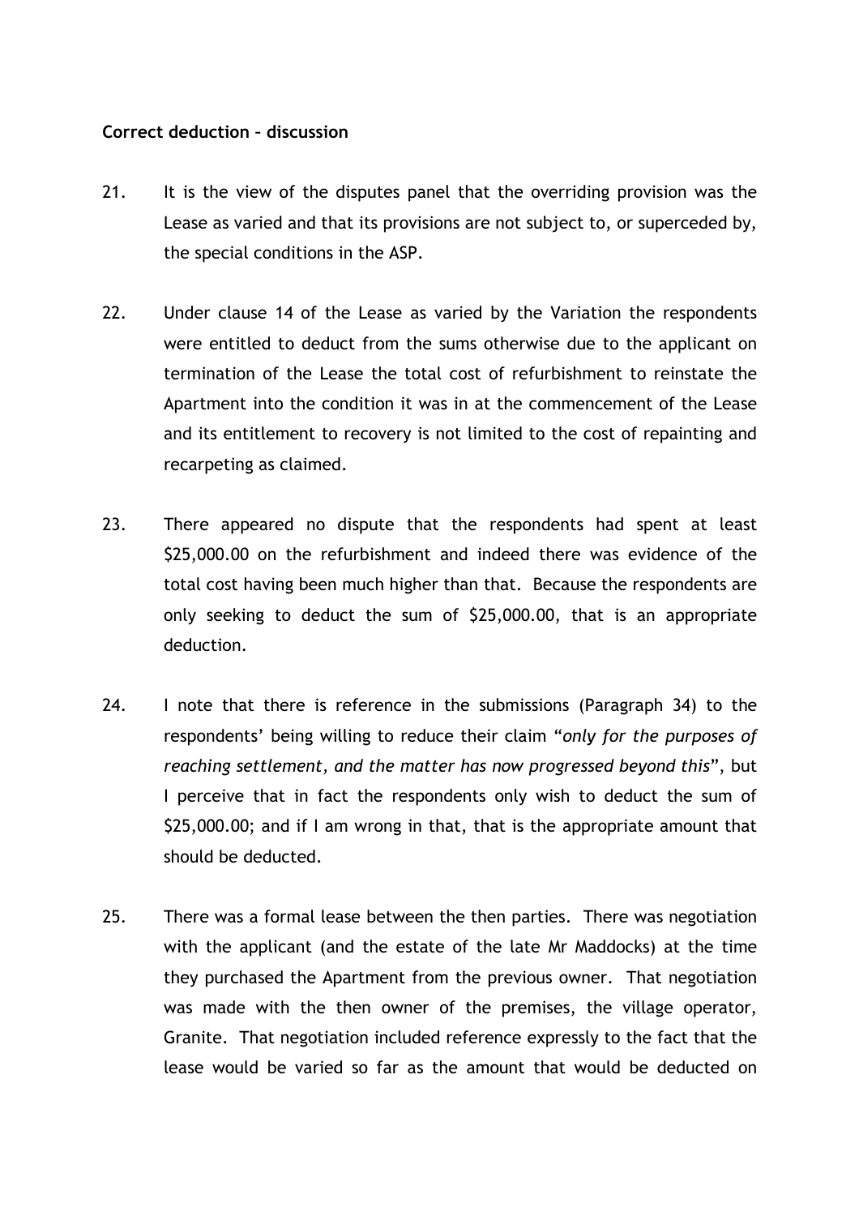**Correct deduction – discussion**

21. It is the view of the disputes panel that the overriding provision was the Lease as varied and that its provisions are not subject to, or superceded by, the special conditions in the ASP.

22. Under clause 14 of the Lease as varied by the Variation the respondents were entitled to deduct from the sums otherwise due to the applicant on termination of the Lease the total cost of refurbishment to reinstate the Apartment into the condition it was in at the commencement of the Lease and its entitlement to recovery is not limited to the cost of repainting and recarpeting as claimed.

23. There appeared no dispute that the respondents had spent at least $25,000.00 on the refurbishment and indeed there was evidence of the total cost having been much higher than that. Because the respondents are only seeking to deduct the sum of $25,000.00, that is an appropriate deduction.

24. I note that there is reference in the submissions (Paragraph 34) to the respondents' being willing to reduce their claim "*only for the purposes of reaching settlement, and the matter has now progressed beyond this*", but I perceive that in fact the respondents only wish to deduct the sum of $25,000.00; and if I am wrong in that, that is the appropriate amount that should be deducted.

25. There was a formal lease between the then parties. There was negotiation with the applicant (and the estate of the late Mr Maddocks) at the time they purchased the Apartment from the previous owner. That negotiation was made with the then owner of the premises, the village operator, Granite. That negotiation included reference expressly to the fact that the lease would be varied so far as the amount that would be deducted on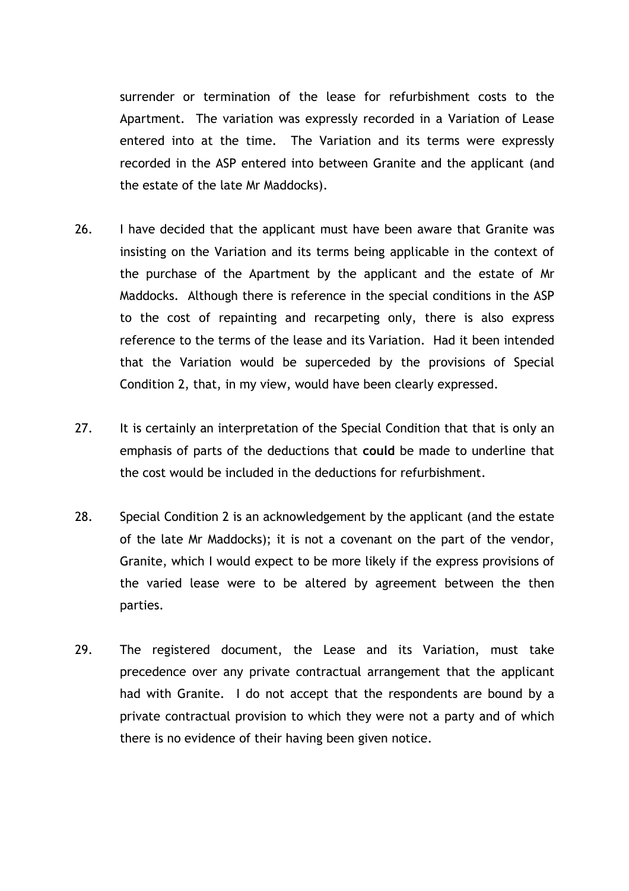surrender or termination of the lease for refurbishment costs to the Apartment. The variation was expressly recorded in a Variation of Lease entered into at the time. The Variation and its terms were expressly recorded in the ASP entered into between Granite and the applicant (and the estate of the late Mr Maddocks).

26. I have decided that the applicant must have been aware that Granite was insisting on the Variation and its terms being applicable in the context of the purchase of the Apartment by the applicant and the estate of Mr Maddocks. Although there is reference in the special conditions in the ASP to the cost of repainting and recarpeting only, there is also express reference to the terms of the lease and its Variation. Had it been intended that the Variation would be superceded by the provisions of Special Condition 2, that, in my view, would have been clearly expressed.

27. It is certainly an interpretation of the Special Condition that that is only an emphasis of parts of the deductions that **could** be made to underline that the cost would be included in the deductions for refurbishment.

28. Special Condition 2 is an acknowledgement by the applicant (and the estate of the late Mr Maddocks); it is not a covenant on the part of the vendor, Granite, which I would expect to be more likely if the express provisions of the varied lease were to be altered by agreement between the then parties.

29. The registered document, the Lease and its Variation, must take precedence over any private contractual arrangement that the applicant had with Granite. I do not accept that the respondents are bound by a private contractual provision to which they were not a party and of which there is no evidence of their having been given notice.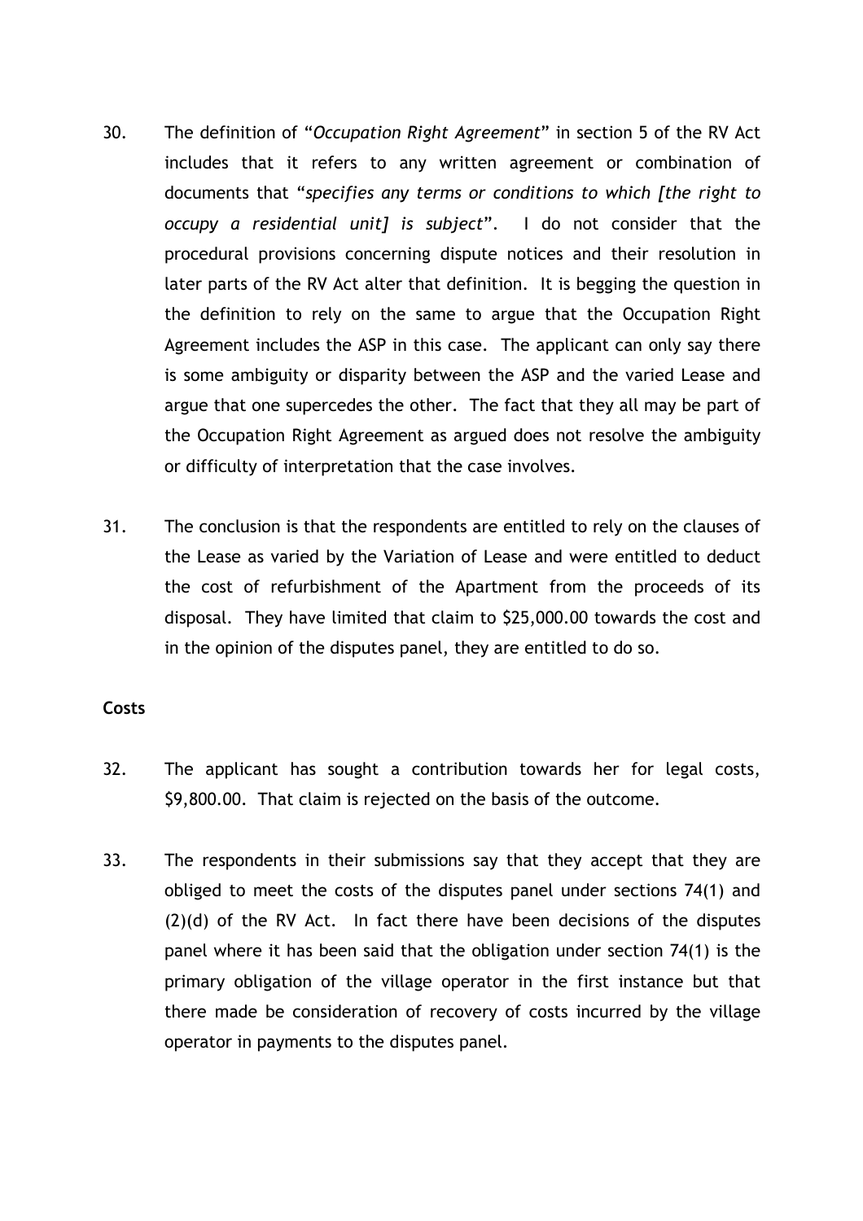30. The definition of "*Occupation Right Agreement*" in section 5 of the RV Act includes that it refers to any written agreement or combination of documents that "*specifies any terms or conditions to which [the right to occupy a residential unit] is subject*". I do not consider that the procedural provisions concerning dispute notices and their resolution in later parts of the RV Act alter that definition. It is begging the question in the definition to rely on the same to argue that the Occupation Right Agreement includes the ASP in this case. The applicant can only say there is some ambiguity or disparity between the ASP and the varied Lease and argue that one supercedes the other. The fact that they all may be part of the Occupation Right Agreement as argued does not resolve the ambiguity or difficulty of interpretation that the case involves.

31. The conclusion is that the respondents are entitled to rely on the clauses of the Lease as varied by the Variation of Lease and were entitled to deduct the cost of refurbishment of the Apartment from the proceeds of its disposal. They have limited that claim to $25,000.00 towards the cost and in the opinion of the disputes panel, they are entitled to do so.

**Costs**

32. The applicant has sought a contribution towards her for legal costs, $9,800.00. That claim is rejected on the basis of the outcome.

33. The respondents in their submissions say that they accept that they are obliged to meet the costs of the disputes panel under sections 74(1) and (2)(d) of the RV Act. In fact there have been decisions of the disputes panel where it has been said that the obligation under section 74(1) is the primary obligation of the village operator in the first instance but that there made be consideration of recovery of costs incurred by the village operator in payments to the disputes panel.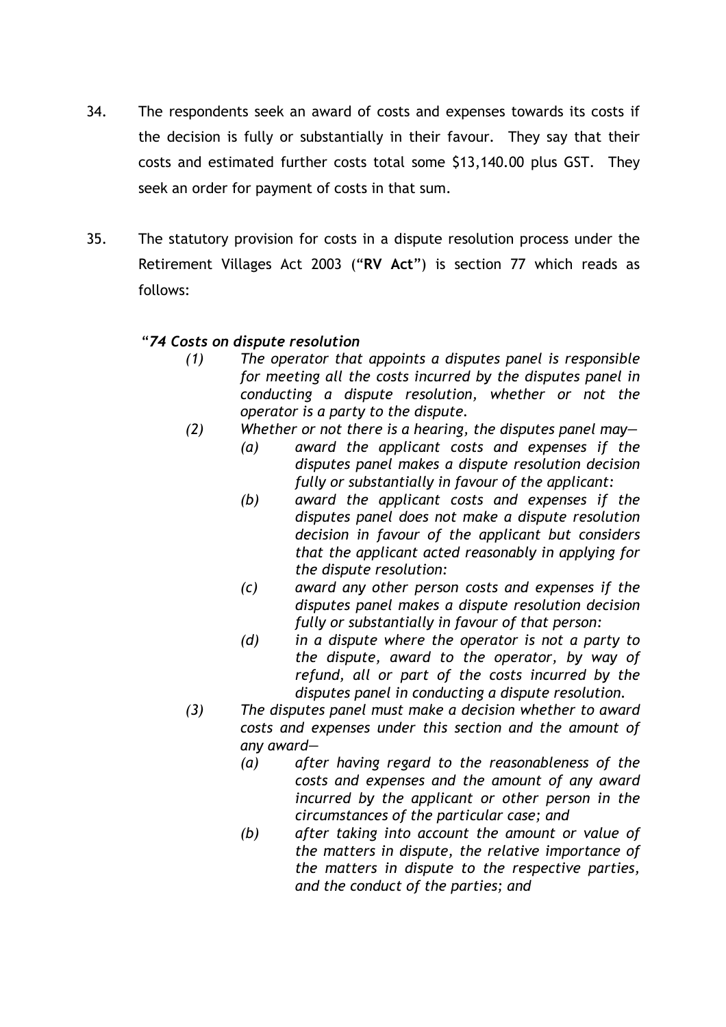34. The respondents seek an award of costs and expenses towards its costs if the decision is fully or substantially in their favour. They say that their costs and estimated further costs total some $13,140.00 plus GST. They seek an order for payment of costs in that sum.

35. The statutory provision for costs in a dispute resolution process under the Retirement Villages Act 2003 ("**RV Act**") is section 77 which reads as follows:

> "***74 Costs on dispute resolution***
>
> *(1) The operator that appoints a disputes panel is responsible for meeting all the costs incurred by the disputes panel in conducting a dispute resolution, whether or not the operator is a party to the dispute.*
>
> *(2) Whether or not there is a hearing, the disputes panel may—*
>
> *(a) award the applicant costs and expenses if the disputes panel makes a dispute resolution decision fully or substantially in favour of the applicant:*
>
> *(b) award the applicant costs and expenses if the disputes panel does not make a dispute resolution decision in favour of the applicant but considers that the applicant acted reasonably in applying for the dispute resolution:*
>
> *(c) award any other person costs and expenses if the disputes panel makes a dispute resolution decision fully or substantially in favour of that person:*
>
> *(d) in a dispute where the operator is not a party to the dispute, award to the operator, by way of refund, all or part of the costs incurred by the disputes panel in conducting a dispute resolution.*
>
> *(3) The disputes panel must make a decision whether to award costs and expenses under this section and the amount of any award—*
>
> *(a) after having regard to the reasonableness of the costs and expenses and the amount of any award incurred by the applicant or other person in the circumstances of the particular case; and*
>
> *(b) after taking into account the amount or value of the matters in dispute, the relative importance of the matters in dispute to the respective parties, and the conduct of the parties; and*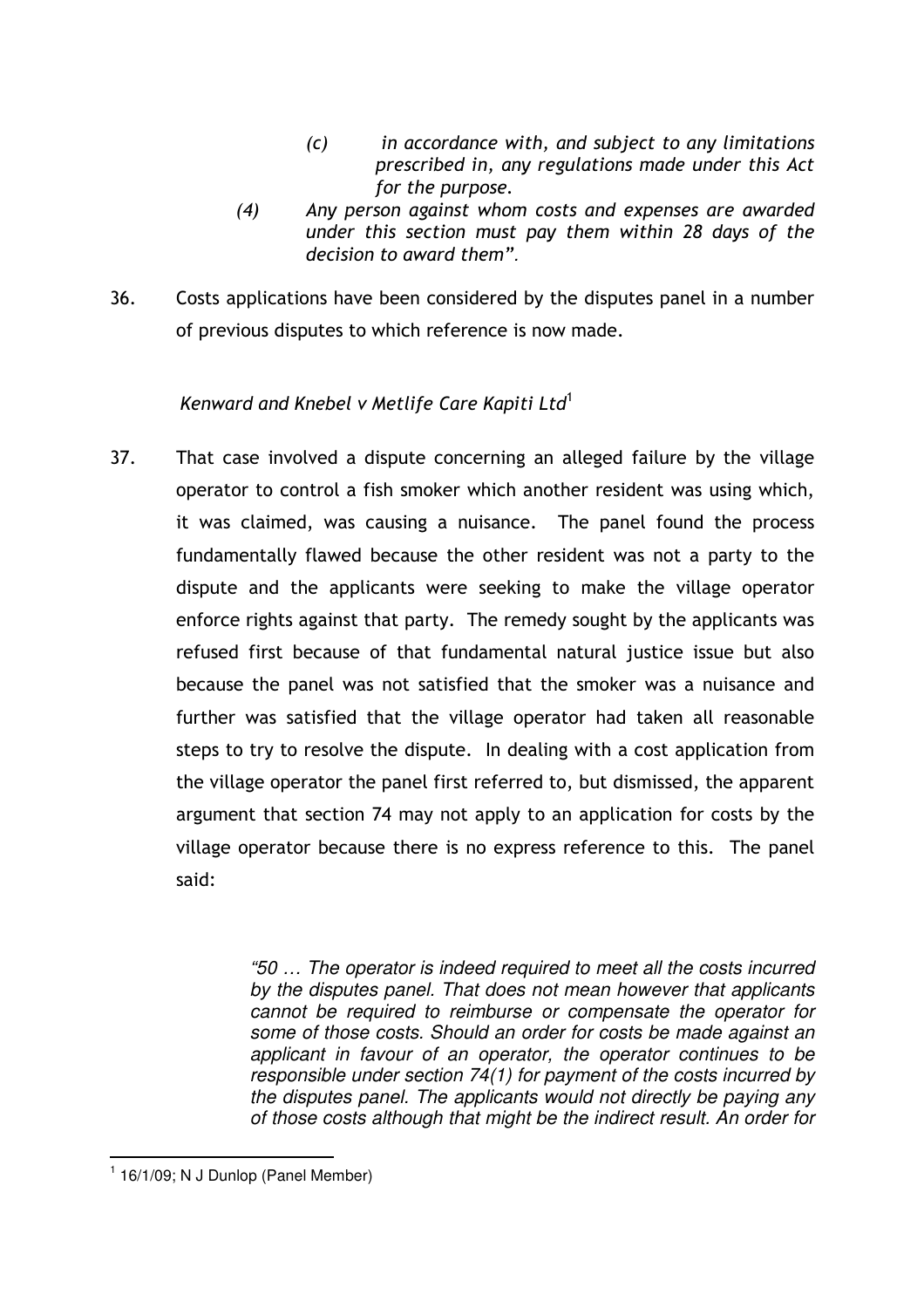> *(c) in accordance with, and subject to any limitations prescribed in, any regulations made under this Act for the purpose.*
>
> *(4) Any person against whom costs and expenses are awarded under this section must pay them within 28 days of the decision to award them".*

36. Costs applications have been considered by the disputes panel in a number of previous disputes to which reference is now made.

*Kenward and Knebel v Metlife Care Kapiti Ltd*[1]

37. That case involved a dispute concerning an alleged failure by the village operator to control a fish smoker which another resident was using which, it was claimed, was causing a nuisance. The panel found the process fundamentally flawed because the other resident was not a party to the dispute and the applicants were seeking to make the village operator enforce rights against that party. The remedy sought by the applicants was refused first because of that fundamental natural justice issue but also because the panel was not satisfied that the smoker was a nuisance and further was satisfied that the village operator had taken all reasonable steps to try to resolve the dispute. In dealing with a cost application from the village operator the panel first referred to, but dismissed, the apparent argument that section 74 may not apply to an application for costs by the village operator because there is no express reference to this. The panel said:

> *"50 … The operator is indeed required to meet all the costs incurred by the disputes panel. That does not mean however that applicants cannot be required to reimburse or compensate the operator for some of those costs. Should an order for costs be made against an applicant in favour of an operator, the operator continues to be responsible under section 74(1) for payment of the costs incurred by the disputes panel. The applicants would not directly be paying any of those costs although that might be the indirect result. An order for*

[1] 16/1/09; N J Dunlop (Panel Member)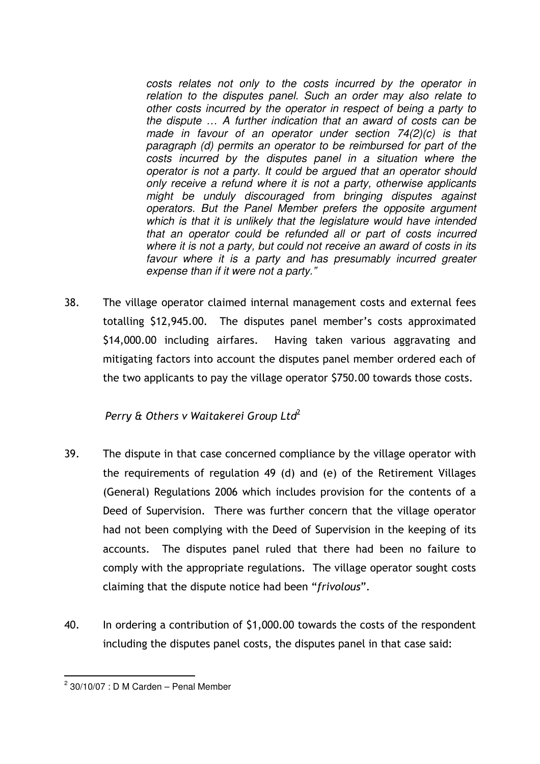> *costs relates not only to the costs incurred by the operator in relation to the disputes panel. Such an order may also relate to other costs incurred by the operator in respect of being a party to the dispute … A further indication that an award of costs can be made in favour of an operator under section 74(2)(c) is that paragraph (d) permits an operator to be reimbursed for part of the costs incurred by the disputes panel in a situation where the operator is not a party. It could be argued that an operator should only receive a refund where it is not a party, otherwise applicants might be unduly discouraged from bringing disputes against operators. But the Panel Member prefers the opposite argument which is that it is unlikely that the legislature would have intended that an operator could be refunded all or part of costs incurred where it is not a party, but could not receive an award of costs in its favour where it is a party and has presumably incurred greater expense than if it were not a party."*

38. The village operator claimed internal management costs and external fees totalling $12,945.00. The disputes panel member's costs approximated $14,000.00 including airfares. Having taken various aggravating and mitigating factors into account the disputes panel member ordered each of the two applicants to pay the village operator $750.00 towards those costs.

*Perry & Others v Waitakerei Group Ltd*[2]

39. The dispute in that case concerned compliance by the village operator with the requirements of regulation 49 (d) and (e) of the Retirement Villages (General) Regulations 2006 which includes provision for the contents of a Deed of Supervision. There was further concern that the village operator had not been complying with the Deed of Supervision in the keeping of its accounts. The disputes panel ruled that there had been no failure to comply with the appropriate regulations. The village operator sought costs claiming that the dispute notice had been "*frivolous*".

40. In ordering a contribution of $1,000.00 towards the costs of the respondent including the disputes panel costs, the disputes panel in that case said:

---

[2] 30/10/07 : D M Carden – Penal Member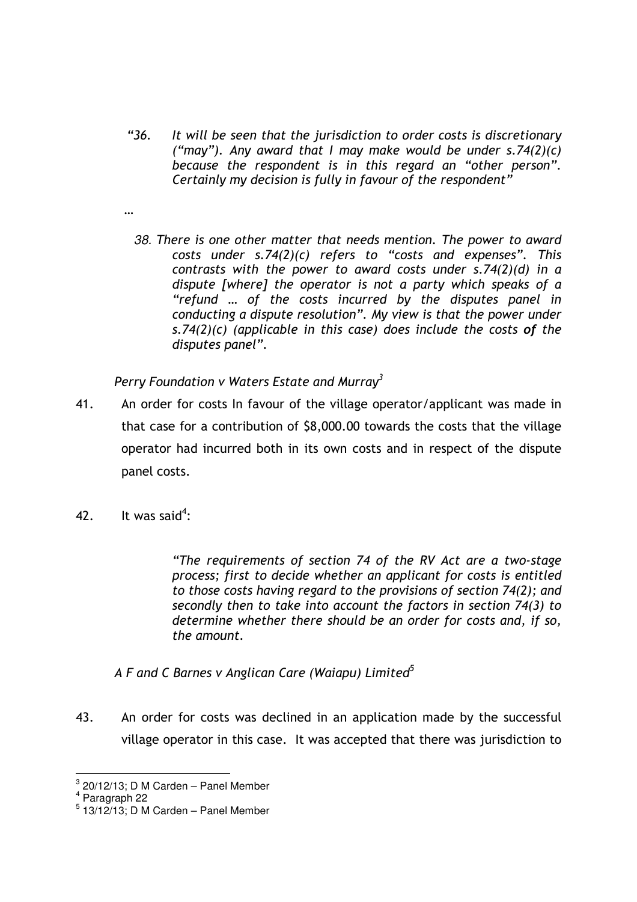> *"36. It will be seen that the jurisdiction to order costs is discretionary ("may"). Any award that I may make would be under s.74(2)(c) because the respondent is in this regard an "other person". Certainly my decision is fully in favour of the respondent"*
>
> …
>
> *38. There is one other matter that needs mention. The power to award costs under s.74(2)(c) refers to "costs and expenses". This contrasts with the power to award costs under s.74(2)(d) in a dispute [where] the operator is not a party which speaks of a "refund … of the costs incurred by the disputes panel in conducting a dispute resolution". My view is that the power under s.74(2)(c) (applicable in this case) does include the costs **of** the disputes panel".*

*Perry Foundation v Waters Estate and Murray*[3]

41. An order for costs In favour of the village operator/applicant was made in that case for a contribution of $8,000.00 towards the costs that the village operator had incurred both in its own costs and in respect of the dispute panel costs.

42. It was said[4]:

> *"The requirements of section 74 of the RV Act are a two-stage process; first to decide whether an applicant for costs is entitled to those costs having regard to the provisions of section 74(2); and secondly then to take into account the factors in section 74(3) to determine whether there should be an order for costs and, if so, the amount.*

*A F and C Barnes v Anglican Care (Waiapu) Limited*[5]

43. An order for costs was declined in an application made by the successful village operator in this case. It was accepted that there was jurisdiction to

---

[3] 20/12/13; D M Carden – Panel Member

[4] Paragraph 22

[5] 13/12/13; D M Carden – Panel Member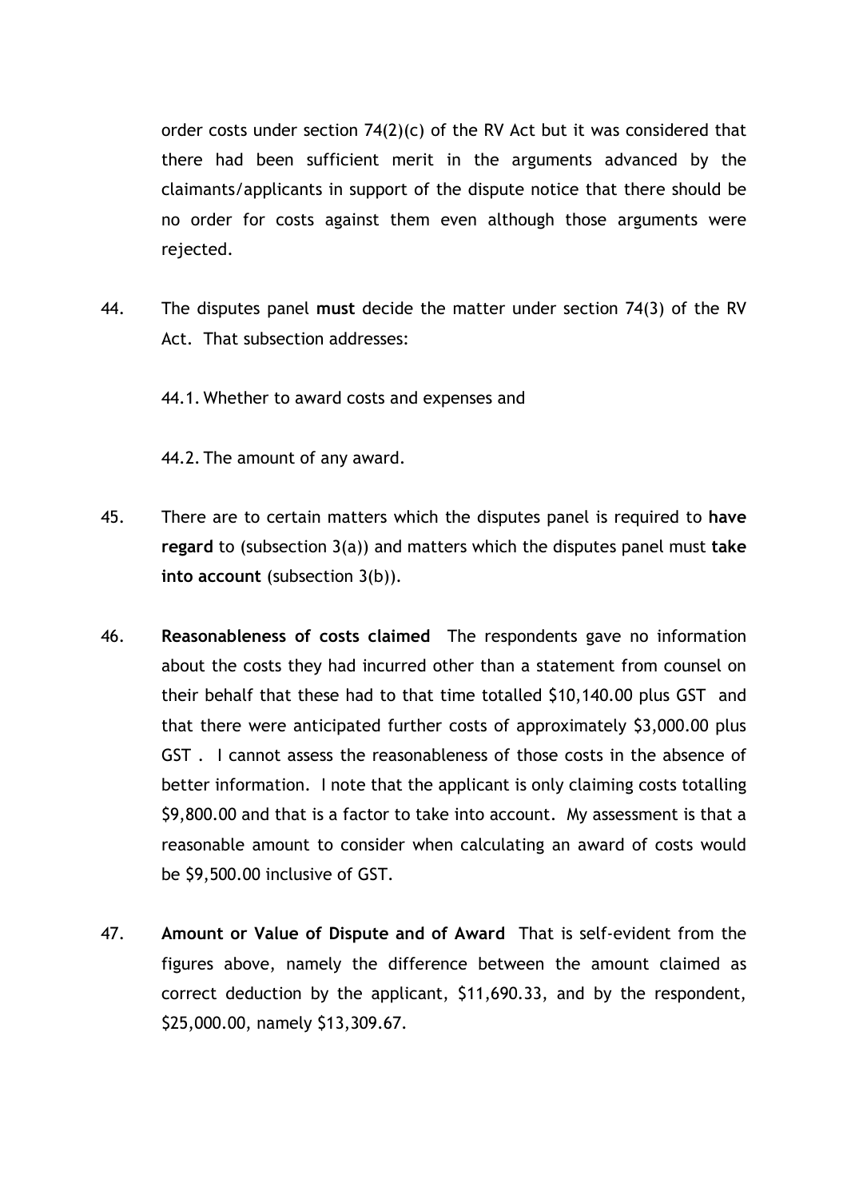order costs under section 74(2)(c) of the RV Act but it was considered that there had been sufficient merit in the arguments advanced by the claimants/applicants in support of the dispute notice that there should be no order for costs against them even although those arguments were rejected.

44. The disputes panel **must** decide the matter under section 74(3) of the RV Act. That subsection addresses:

    44.1. Whether to award costs and expenses and

    44.2. The amount of any award.

45. There are to certain matters which the disputes panel is required to **have regard** to (subsection 3(a)) and matters which the disputes panel must **take into account** (subsection 3(b)).

46. **Reasonableness of costs claimed** The respondents gave no information about the costs they had incurred other than a statement from counsel on their behalf that these had to that time totalled $10,140.00 plus GST and that there were anticipated further costs of approximately $3,000.00 plus GST . I cannot assess the reasonableness of those costs in the absence of better information. I note that the applicant is only claiming costs totalling $9,800.00 and that is a factor to take into account. My assessment is that a reasonable amount to consider when calculating an award of costs would be $9,500.00 inclusive of GST.

47. **Amount or Value of Dispute and of Award** That is self-evident from the figures above, namely the difference between the amount claimed as correct deduction by the applicant, $11,690.33, and by the respondent, $25,000.00, namely $13,309.67.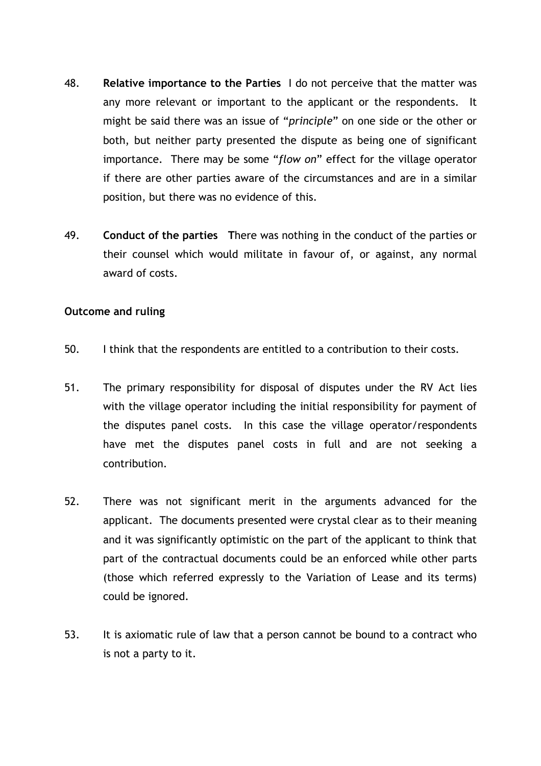48. **Relative importance to the Parties** I do not perceive that the matter was any more relevant or important to the applicant or the respondents. It might be said there was an issue of "*principle*" on one side or the other or both, but neither party presented the dispute as being one of significant importance. There may be some "*flow on*" effect for the village operator if there are other parties aware of the circumstances and are in a similar position, but there was no evidence of this.

49. **Conduct of the parties T**here was nothing in the conduct of the parties or their counsel which would militate in favour of, or against, any normal award of costs.

**Outcome and ruling**

50. I think that the respondents are entitled to a contribution to their costs.

51. The primary responsibility for disposal of disputes under the RV Act lies with the village operator including the initial responsibility for payment of the disputes panel costs. In this case the village operator/respondents have met the disputes panel costs in full and are not seeking a contribution.

52. There was not significant merit in the arguments advanced for the applicant. The documents presented were crystal clear as to their meaning and it was significantly optimistic on the part of the applicant to think that part of the contractual documents could be an enforced while other parts (those which referred expressly to the Variation of Lease and its terms) could be ignored.

53. It is axiomatic rule of law that a person cannot be bound to a contract who is not a party to it.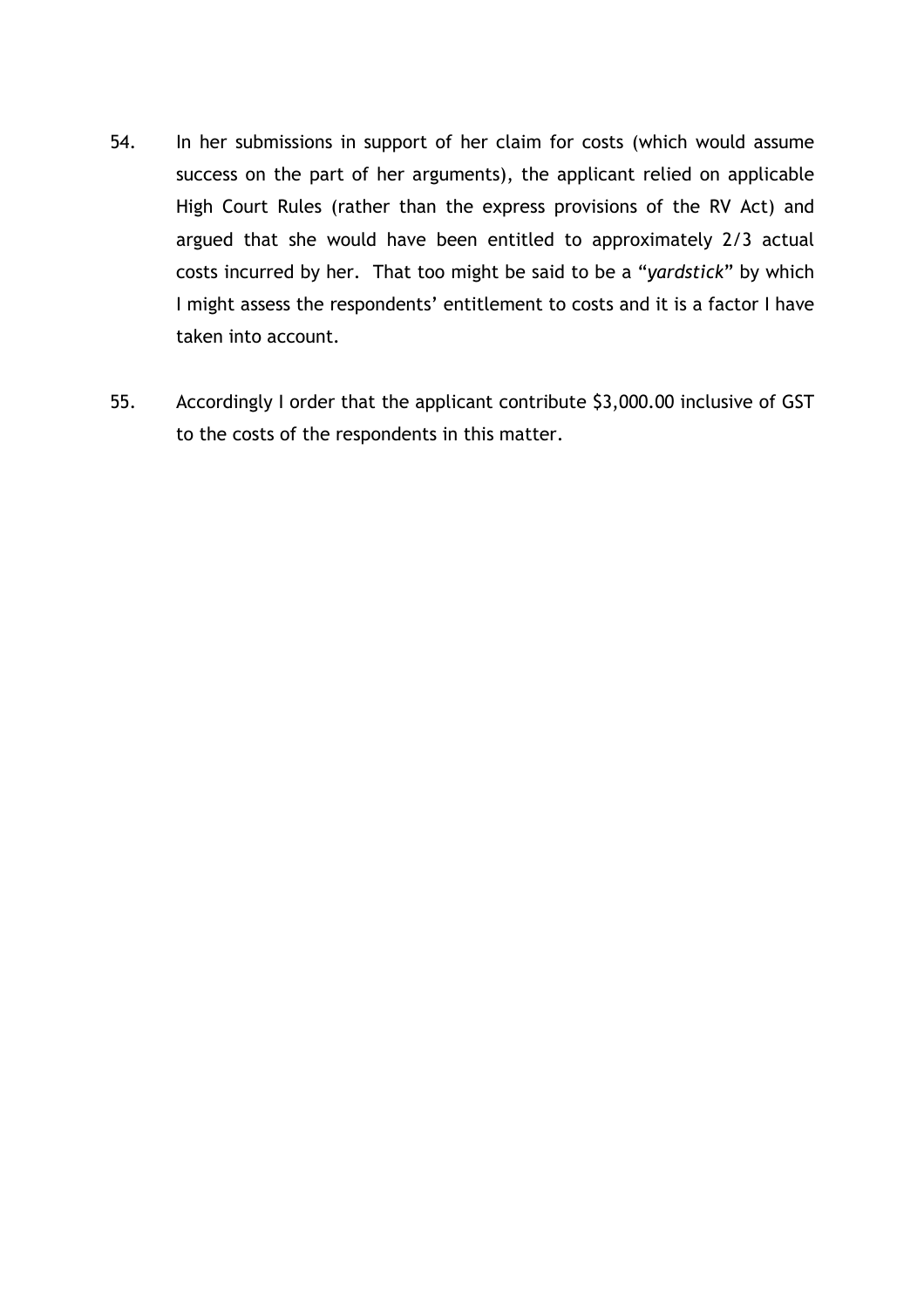54. In her submissions in support of her claim for costs (which would assume success on the part of her arguments), the applicant relied on applicable High Court Rules (rather than the express provisions of the RV Act) and argued that she would have been entitled to approximately 2/3 actual costs incurred by her. That too might be said to be a "*yardstick*" by which I might assess the respondents' entitlement to costs and it is a factor I have taken into account.

55. Accordingly I order that the applicant contribute $3,000.00 inclusive of GST to the costs of the respondents in this matter.